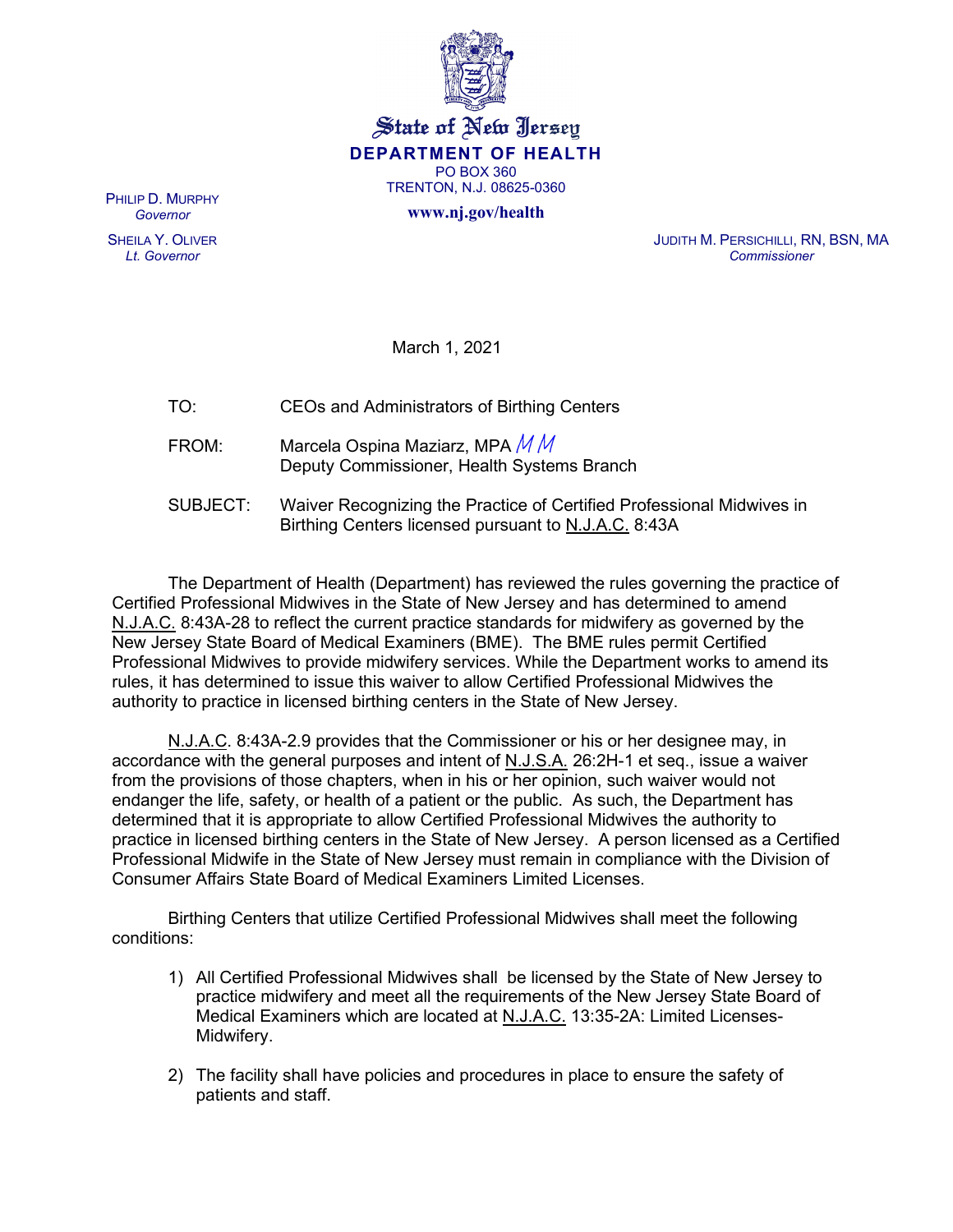**State of New Jersey**
**DEPARTMENT OF HEALTH**
PO BOX 360
TRENTON, N.J. 08625-0360
**www.nj.gov/health**

PHILIP D. MURPHY
*Governor*

SHEILA Y. OLIVER
*Lt. Governor*

JUDITH M. PERSICHILLI, RN, BSN, MA
*Commissioner*

March 1, 2021

TO: CEOs and Administrators of Birthing Centers

FROM: Marcela Ospina Maziarz, MPA *MM*
Deputy Commissioner, Health Systems Branch

SUBJECT: Waiver Recognizing the Practice of Certified Professional Midwives in Birthing Centers licensed pursuant to N.J.A.C. 8:43A

The Department of Health (Department) has reviewed the rules governing the practice of Certified Professional Midwives in the State of New Jersey and has determined to amend N.J.A.C. 8:43A-28 to reflect the current practice standards for midwifery as governed by the New Jersey State Board of Medical Examiners (BME). The BME rules permit Certified Professional Midwives to provide midwifery services. While the Department works to amend its rules, it has determined to issue this waiver to allow Certified Professional Midwives the authority to practice in licensed birthing centers in the State of New Jersey.

N.J.A.C. 8:43A-2.9 provides that the Commissioner or his or her designee may, in accordance with the general purposes and intent of N.J.S.A. 26:2H-1 et seq., issue a waiver from the provisions of those chapters, when in his or her opinion, such waiver would not endanger the life, safety, or health of a patient or the public. As such, the Department has determined that it is appropriate to allow Certified Professional Midwives the authority to practice in licensed birthing centers in the State of New Jersey. A person licensed as a Certified Professional Midwife in the State of New Jersey must remain in compliance with the Division of Consumer Affairs State Board of Medical Examiners Limited Licenses.

Birthing Centers that utilize Certified Professional Midwives shall meet the following conditions:

1) All Certified Professional Midwives shall be licensed by the State of New Jersey to practice midwifery and meet all the requirements of the New Jersey State Board of Medical Examiners which are located at N.J.A.C. 13:35-2A: Limited Licenses-Midwifery.

2) The facility shall have policies and procedures in place to ensure the safety of patients and staff.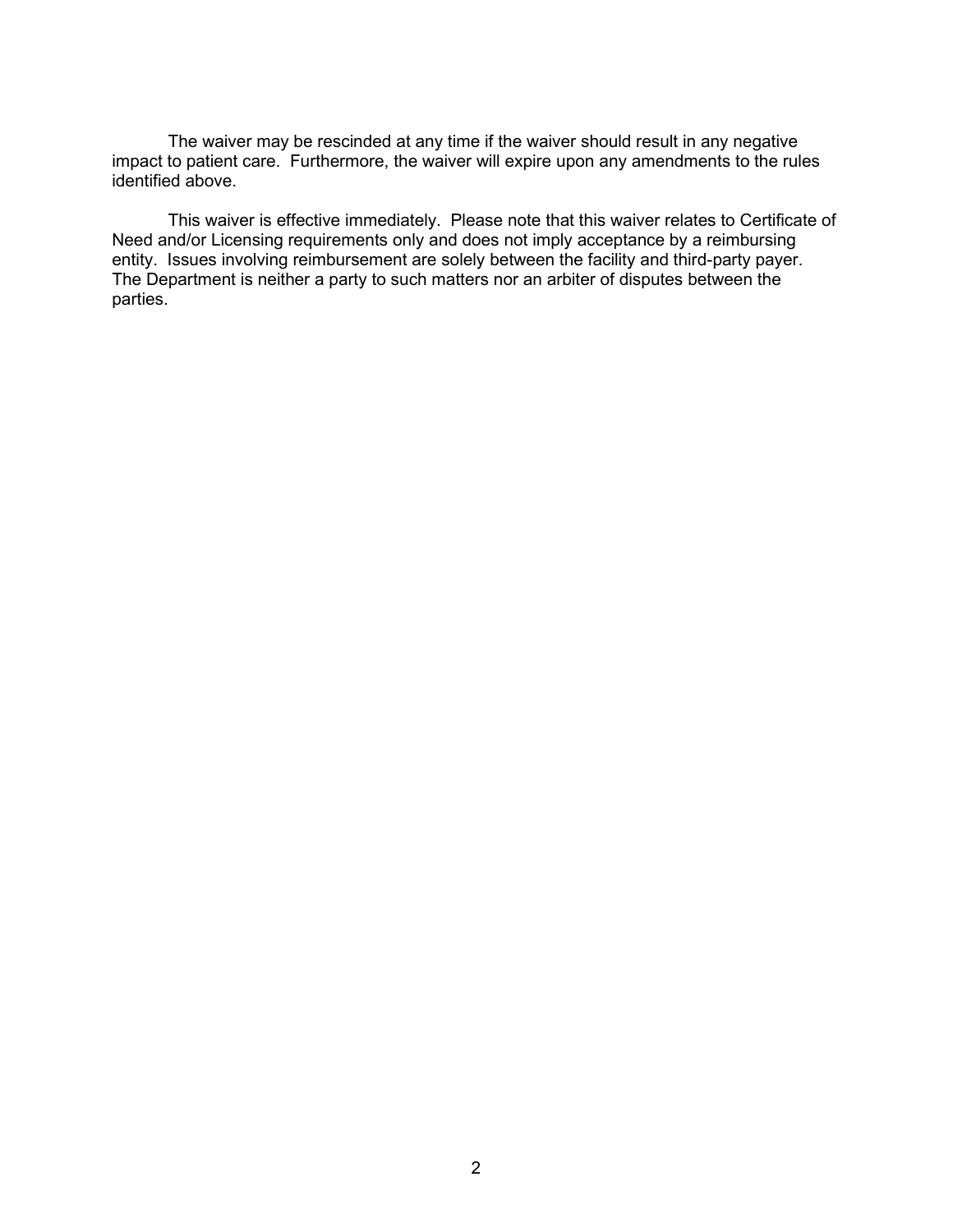The waiver may be rescinded at any time if the waiver should result in any negative impact to patient care. Furthermore, the waiver will expire upon any amendments to the rules identified above.

This waiver is effective immediately. Please note that this waiver relates to Certificate of Need and/or Licensing requirements only and does not imply acceptance by a reimbursing entity. Issues involving reimbursement are solely between the facility and third-party payer. The Department is neither a party to such matters nor an arbiter of disputes between the parties.